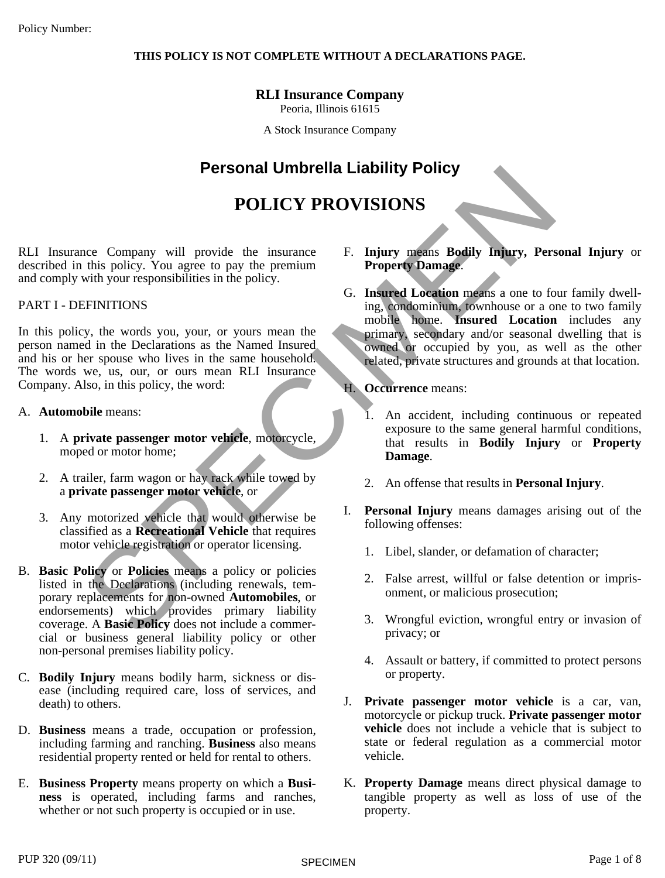Policy Number:

**THIS POLICY IS NOT COMPLETE WITHOUT A DECLARATIONS PAGE.**

**RLI Insurance Company**
Peoria, Illinois 61615

A Stock Insurance Company

# Personal Umbrella Liability Policy

# POLICY PROVISIONS

RLI Insurance Company will provide the insurance described in this policy. You agree to pay the premium and comply with your responsibilities in the policy.

PART I - DEFINITIONS

In this policy, the words you, your, or yours mean the person named in the Declarations as the Named Insured and his or her spouse who lives in the same household. The words we, us, our, or ours mean RLI Insurance Company. Also, in this policy, the word:

A. **Automobile** means:

   1. A **private passenger motor vehicle**, motorcycle, moped or motor home;

   2. A trailer, farm wagon or hay rack while towed by a **private passenger motor vehicle**, or

   3. Any motorized vehicle that would otherwise be classified as a **Recreational Vehicle** that requires motor vehicle registration or operator licensing.

B. **Basic Policy** or **Policies** means a policy or policies listed in the Declarations (including renewals, temporary replacements for non-owned **Automobiles**, or endorsements) which provides primary liability coverage. A **Basic Policy** does not include a commercial or business general liability policy or other non-personal premises liability policy.

C. **Bodily Injury** means bodily harm, sickness or disease (including required care, loss of services, and death) to others.

D. **Business** means a trade, occupation or profession, including farming and ranching. **Business** also means residential property rented or held for rental to others.

E. **Business Property** means property on which a **Business** is operated, including farms and ranches, whether or not such property is occupied or in use.

F. **Injury** means **Bodily Injury, Personal Injury** or **Property Damage**.

G. **Insured Location** means a one to four family dwelling, condominium, townhouse or a one to two family mobile home. **Insured Location** includes any primary, secondary and/or seasonal dwelling that is owned or occupied by you, as well as the other related, private structures and grounds at that location.

H. **Occurrence** means:

   1. An accident, including continuous or repeated exposure to the same general harmful conditions, that results in **Bodily Injury** or **Property Damage**.

   2. An offense that results in **Personal Injury**.

I. **Personal Injury** means damages arising out of the following offenses:

   1. Libel, slander, or defamation of character;

   2. False arrest, willful or false detention or imprisonment, or malicious prosecution;

   3. Wrongful eviction, wrongful entry or invasion of privacy; or

   4. Assault or battery, if committed to protect persons or property.

J. **Private passenger motor vehicle** is a car, van, motorcycle or pickup truck. **Private passenger motor vehicle** does not include a vehicle that is subject to state or federal regulation as a commercial motor vehicle.

K. **Property Damage** means direct physical damage to tangible property as well as loss of use of the property.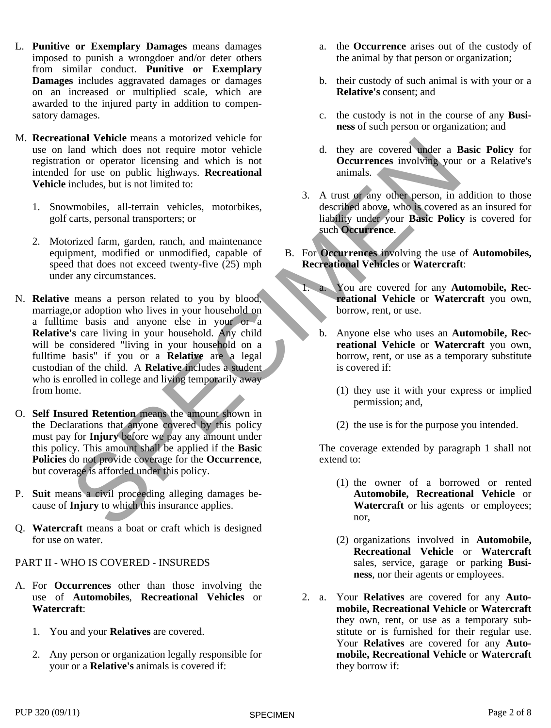L. **Punitive or Exemplary Damages** means damages imposed to punish a wrongdoer and/or deter others from similar conduct. **Punitive or Exemplary Damages** includes aggravated damages or damages on an increased or multiplied scale, which are awarded to the injured party in addition to compensatory damages.

M. **Recreational Vehicle** means a motorized vehicle for use on land which does not require motor vehicle registration or operator licensing and which is not intended for use on public highways. **Recreational Vehicle** includes, but is not limited to:

   1. Snowmobiles, all-terrain vehicles, motorbikes, golf carts, personal transporters; or

   2. Motorized farm, garden, ranch, and maintenance equipment, modified or unmodified, capable of speed that does not exceed twenty-five (25) mph under any circumstances.

N. **Relative** means a person related to you by blood, marriage,or adoption who lives in your household on a fulltime basis and anyone else in your or a **Relative's** care living in your household. Any child will be considered "living in your household on a fulltime basis" if you or a **Relative** are a legal custodian of the child. A **Relative** includes a student who is enrolled in college and living temporarily away from home.

O. **Self Insured Retention** means the amount shown in the Declarations that anyone covered by this policy must pay for **Injury** before we pay any amount under this policy. This amount shall be applied if the **Basic Policies** do not provide coverage for the **Occurrence**, but coverage is afforded under this policy.

P. **Suit** means a civil proceeding alleging damages because of **Injury** to which this insurance applies.

Q. **Watercraft** means a boat or craft which is designed for use on water.

PART II - WHO IS COVERED - INSUREDS

A. For **Occurrences** other than those involving the use of **Automobiles**, **Recreational Vehicles** or **Watercraft**:

   1. You and your **Relatives** are covered.

   2. Any person or organization legally responsible for your or a **Relative's** animals is covered if:

      a. the **Occurrence** arises out of the custody of the animal by that person or organization;

      b. their custody of such animal is with your or a **Relative's** consent; and

      c. the custody is not in the course of any **Business** of such person or organization; and

      d. they are covered under a **Basic Policy** for **Occurrences** involving your or a Relative's animals.

   3. A trust or any other person, in addition to those described above, who is covered as an insured for liability under your **Basic Policy** is covered for such **Occurrence**.

B. For **Occurrences** involving the use of **Automobiles, Recreational Vehicles** or **Watercraft**:

   1. a. You are covered for any **Automobile, Recreational Vehicle** or **Watercraft** you own, borrow, rent, or use.

      b. Anyone else who uses an **Automobile, Recreational Vehicle** or **Watercraft** you own, borrow, rent, or use as a temporary substitute is covered if:

         (1) they use it with your express or implied permission; and,

         (2) the use is for the purpose you intended.

      The coverage extended by paragraph 1 shall not extend to:

         (1) the owner of a borrowed or rented **Automobile, Recreational Vehicle** or **Watercraft** or his agents or employees; nor,

         (2) organizations involved in **Automobile, Recreational Vehicle** or **Watercraft** sales, service, garage or parking **Business**, nor their agents or employees.

   2. a. Your **Relatives** are covered for any **Automobile, Recreational Vehicle** or **Watercraft** they own, rent, or use as a temporary substitute or is furnished for their regular use. Your **Relatives** are covered for any **Automobile, Recreational Vehicle** or **Watercraft** they borrow if: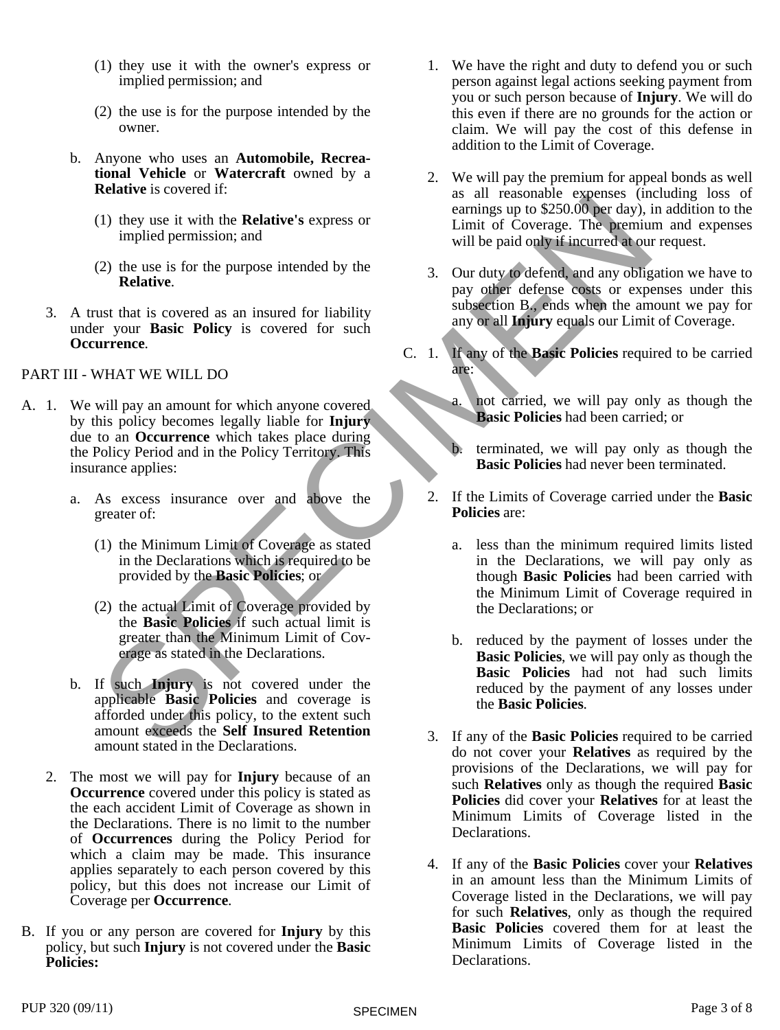(1) they use it with the owner's express or implied permission; and

(2) the use is for the purpose intended by the owner.

b. Anyone who uses an **Automobile, Recreational Vehicle** or **Watercraft** owned by a **Relative** is covered if:

(1) they use it with the **Relative's** express or implied permission; and

(2) the use is for the purpose intended by the **Relative**.

3. A trust that is covered as an insured for liability under your **Basic Policy** is covered for such **Occurrence**.

PART III - WHAT WE WILL DO

A. 1. We will pay an amount for which anyone covered by this policy becomes legally liable for **Injury** due to an **Occurrence** which takes place during the Policy Period and in the Policy Territory. This insurance applies:

a. As excess insurance over and above the greater of:

(1) the Minimum Limit of Coverage as stated in the Declarations which is required to be provided by the **Basic Policies**; or

(2) the actual Limit of Coverage provided by the **Basic Policies** if such actual limit is greater than the Minimum Limit of Coverage as stated in the Declarations.

b. If such **Injury** is not covered under the applicable **Basic Policies** and coverage is afforded under this policy, to the extent such amount exceeds the **Self Insured Retention** amount stated in the Declarations.

2. The most we will pay for **Injury** because of an **Occurrence** covered under this policy is stated as the each accident Limit of Coverage as shown in the Declarations. There is no limit to the number of **Occurrences** during the Policy Period for which a claim may be made. This insurance applies separately to each person covered by this policy, but this does not increase our Limit of Coverage per **Occurrence**.

B. If you or any person are covered for **Injury** by this policy, but such **Injury** is not covered under the **Basic Policies:**

1. We have the right and duty to defend you or such person against legal actions seeking payment from you or such person because of **Injury**. We will do this even if there are no grounds for the action or claim. We will pay the cost of this defense in addition to the Limit of Coverage.

2. We will pay the premium for appeal bonds as well as all reasonable expenses (including loss of earnings up to $250.00 per day), in addition to the Limit of Coverage. The premium and expenses will be paid only if incurred at our request.

3. Our duty to defend, and any obligation we have to pay other defense costs or expenses under this subsection B., ends when the amount we pay for any or all **Injury** equals our Limit of Coverage.

C. 1. If any of the **Basic Policies** required to be carried are:

a. not carried, we will pay only as though the **Basic Policies** had been carried; or

b. terminated, we will pay only as though the **Basic Policies** had never been terminated.

2. If the Limits of Coverage carried under the **Basic Policies** are:

a. less than the minimum required limits listed in the Declarations, we will pay only as though **Basic Policies** had been carried with the Minimum Limit of Coverage required in the Declarations; or

b. reduced by the payment of losses under the **Basic Policies**, we will pay only as though the **Basic Policies** had not had such limits reduced by the payment of any losses under the **Basic Policies**.

3. If any of the **Basic Policies** required to be carried do not cover your **Relatives** as required by the provisions of the Declarations, we will pay for such **Relatives** only as though the required **Basic Policies** did cover your **Relatives** for at least the Minimum Limits of Coverage listed in the Declarations.

4. If any of the **Basic Policies** cover your **Relatives** in an amount less than the Minimum Limits of Coverage listed in the Declarations, we will pay for such **Relatives**, only as though the required **Basic Policies** covered them for at least the Minimum Limits of Coverage listed in the Declarations.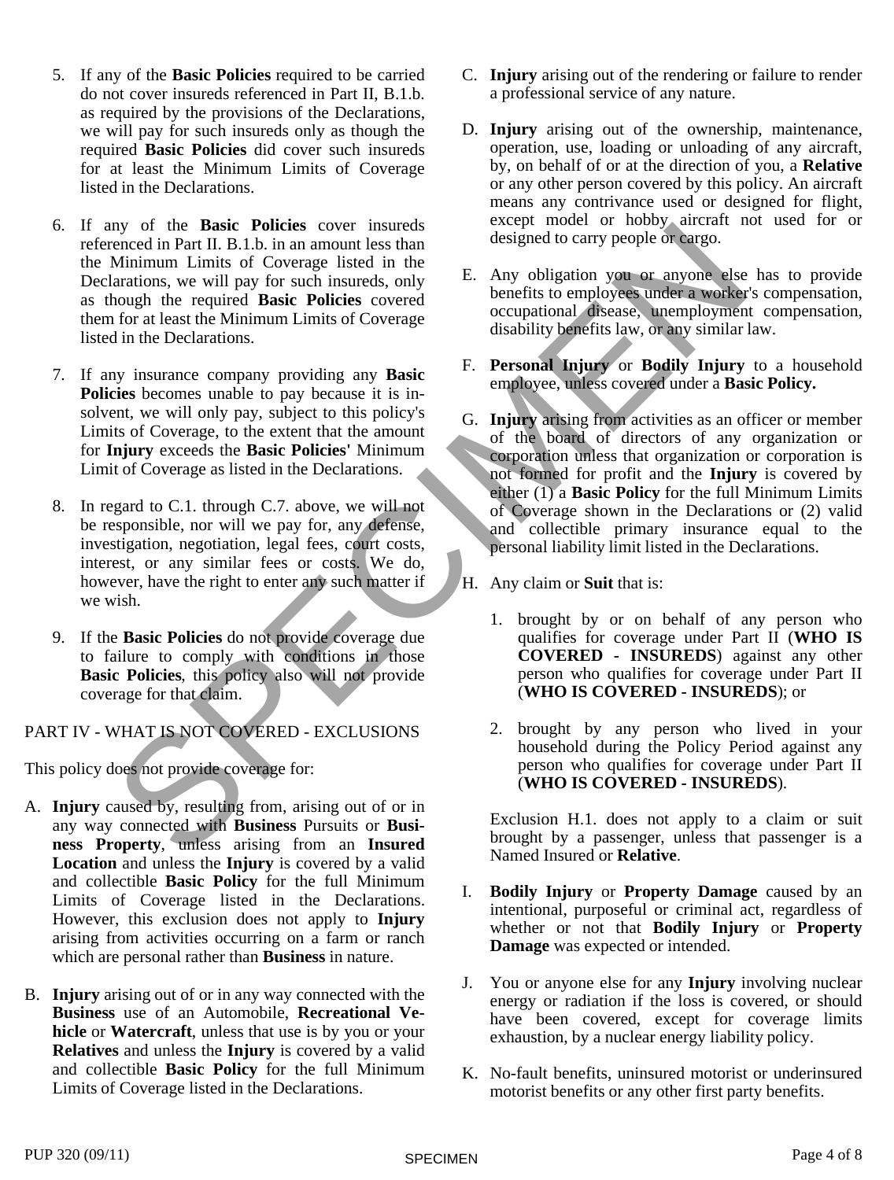5. If any of the **Basic Policies** required to be carried do not cover insureds referenced in Part II, B.1.b. as required by the provisions of the Declarations, we will pay for such insureds only as though the required **Basic Policies** did cover such insureds for at least the Minimum Limits of Coverage listed in the Declarations.

6. If any of the **Basic Policies** cover insureds referenced in Part II. B.1.b. in an amount less than the Minimum Limits of Coverage listed in the Declarations, we will pay for such insureds, only as though the required **Basic Policies** covered them for at least the Minimum Limits of Coverage listed in the Declarations.

7. If any insurance company providing any **Basic Policies** becomes unable to pay because it is insolvent, we will only pay, subject to this policy's Limits of Coverage, to the extent that the amount for **Injury** exceeds the **Basic Policies'** Minimum Limit of Coverage as listed in the Declarations.

8. In regard to C.1. through C.7. above, we will not be responsible, nor will we pay for, any defense, investigation, negotiation, legal fees, court costs, interest, or any similar fees or costs. We do, however, have the right to enter any such matter if we wish.

9. If the **Basic Policies** do not provide coverage due to failure to comply with conditions in those **Basic Policies**, this policy also will not provide coverage for that claim.

PART IV - WHAT IS NOT COVERED - EXCLUSIONS

This policy does not provide coverage for:

A. **Injury** caused by, resulting from, arising out of or in any way connected with **Business** Pursuits or **Business Property**, unless arising from an **Insured Location** and unless the **Injury** is covered by a valid and collectible **Basic Policy** for the full Minimum Limits of Coverage listed in the Declarations. However, this exclusion does not apply to **Injury** arising from activities occurring on a farm or ranch which are personal rather than **Business** in nature.

B. **Injury** arising out of or in any way connected with the **Business** use of an Automobile, **Recreational Vehicle** or **Watercraft**, unless that use is by you or your **Relatives** and unless the **Injury** is covered by a valid and collectible **Basic Policy** for the full Minimum Limits of Coverage listed in the Declarations.

C. **Injury** arising out of the rendering or failure to render a professional service of any nature.

D. **Injury** arising out of the ownership, maintenance, operation, use, loading or unloading of any aircraft, by, on behalf of or at the direction of you, a **Relative** or any other person covered by this policy. An aircraft means any contrivance used or designed for flight, except model or hobby aircraft not used for or designed to carry people or cargo.

E. Any obligation you or anyone else has to provide benefits to employees under a worker's compensation, occupational disease, unemployment compensation, disability benefits law, or any similar law.

F. **Personal Injury** or **Bodily Injury** to a household employee, unless covered under a **Basic Policy.**

G. **Injury** arising from activities as an officer or member of the board of directors of any organization or corporation unless that organization or corporation is not formed for profit and the **Injury** is covered by either (1) a **Basic Policy** for the full Minimum Limits of Coverage shown in the Declarations or (2) valid and collectible primary insurance equal to the personal liability limit listed in the Declarations.

H. Any claim or **Suit** that is:

   1. brought by or on behalf of any person who qualifies for coverage under Part II (**WHO IS COVERED - INSUREDS**) against any other person who qualifies for coverage under Part II (**WHO IS COVERED - INSUREDS**); or

   2. brought by any person who lived in your household during the Policy Period against any person who qualifies for coverage under Part II (**WHO IS COVERED - INSUREDS**).

   Exclusion H.1. does not apply to a claim or suit brought by a passenger, unless that passenger is a Named Insured or **Relative**.

I. **Bodily Injury** or **Property Damage** caused by an intentional, purposeful or criminal act, regardless of whether or not that **Bodily Injury** or **Property Damage** was expected or intended.

J. You or anyone else for any **Injury** involving nuclear energy or radiation if the loss is covered, or should have been covered, except for coverage limits exhaustion, by a nuclear energy liability policy.

K. No-fault benefits, uninsured motorist or underinsured motorist benefits or any other first party benefits.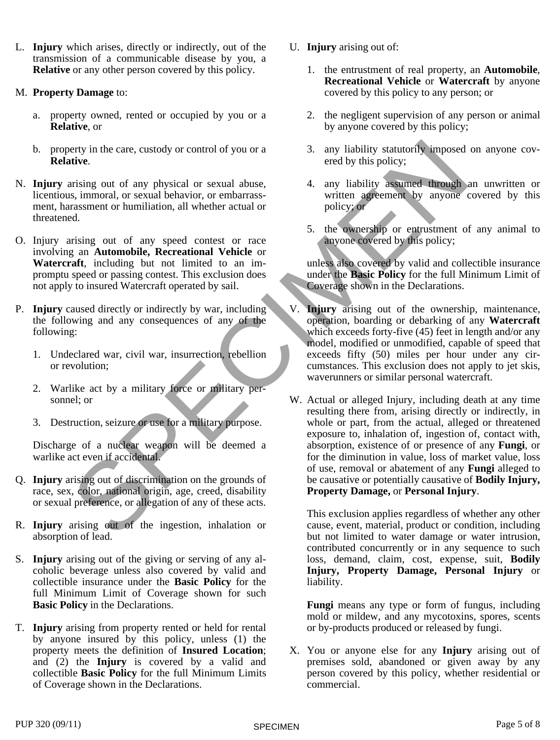L. **Injury** which arises, directly or indirectly, out of the transmission of a communicable disease by you, a **Relative** or any other person covered by this policy.

M. **Property Damage** to:

   a. property owned, rented or occupied by you or a **Relative**, or

   b. property in the care, custody or control of you or a **Relative**.

N. **Injury** arising out of any physical or sexual abuse, licentious, immoral, or sexual behavior, or embarrassment, harassment or humiliation, all whether actual or threatened.

O. Injury arising out of any speed contest or race involving an **Automobile, Recreational Vehicle** or **Watercraft**, including but not limited to an impromptu speed or passing contest. This exclusion does not apply to insured Watercraft operated by sail.

P. **Injury** caused directly or indirectly by war, including the following and any consequences of any of the following:

   1. Undeclared war, civil war, insurrection, rebellion or revolution;

   2. Warlike act by a military force or military personnel; or

   3. Destruction, seizure or use for a military purpose.

   Discharge of a nuclear weapon will be deemed a warlike act even if accidental.

Q. **Injury** arising out of discrimination on the grounds of race, sex, color, national origin, age, creed, disability or sexual preference, or allegation of any of these acts.

R. **Injury** arising out of the ingestion, inhalation or absorption of lead.

S. **Injury** arising out of the giving or serving of any alcoholic beverage unless also covered by valid and collectible insurance under the **Basic Policy** for the full Minimum Limit of Coverage shown for such **Basic Policy** in the Declarations.

T. **Injury** arising from property rented or held for rental by anyone insured by this policy, unless (1) the property meets the definition of **Insured Location**; and (2) the **Injury** is covered by a valid and collectible **Basic Policy** for the full Minimum Limits of Coverage shown in the Declarations.

U. **Injury** arising out of:

   1. the entrustment of real property, an **Automobile**, **Recreational Vehicle** or **Watercraft** by anyone covered by this policy to any person; or

   2. the negligent supervision of any person or animal by anyone covered by this policy;

   3. any liability statutorily imposed on anyone covered by this policy;

   4. any liability assumed through an unwritten or written agreement by anyone covered by this policy; or

   5. the ownership or entrustment of any animal to anyone covered by this policy;

   unless also covered by valid and collectible insurance under the **Basic Policy** for the full Minimum Limit of Coverage shown in the Declarations.

V. **Injury** arising out of the ownership, maintenance, operation, boarding or debarking of any **Watercraft** which exceeds forty-five (45) feet in length and/or any model, modified or unmodified, capable of speed that exceeds fifty (50) miles per hour under any circumstances. This exclusion does not apply to jet skis, waverunners or similar personal watercraft.

W. Actual or alleged Injury, including death at any time resulting there from, arising directly or indirectly, in whole or part, from the actual, alleged or threatened exposure to, inhalation of, ingestion of, contact with, absorption, existence of or presence of any **Fungi**, or for the diminution in value, loss of market value, loss of use, removal or abatement of any **Fungi** alleged to be causative or potentially causative of **Bodily Injury, Property Damage,** or **Personal Injury**.

   This exclusion applies regardless of whether any other cause, event, material, product or condition, including but not limited to water damage or water intrusion, contributed concurrently or in any sequence to such loss, demand, claim, cost, expense, suit, **Bodily Injury, Property Damage, Personal Injury** or liability.

   **Fungi** means any type or form of fungus, including mold or mildew, and any mycotoxins, spores, scents or by-products produced or released by fungi.

X. You or anyone else for any **Injury** arising out of premises sold, abandoned or given away by any person covered by this policy, whether residential or commercial.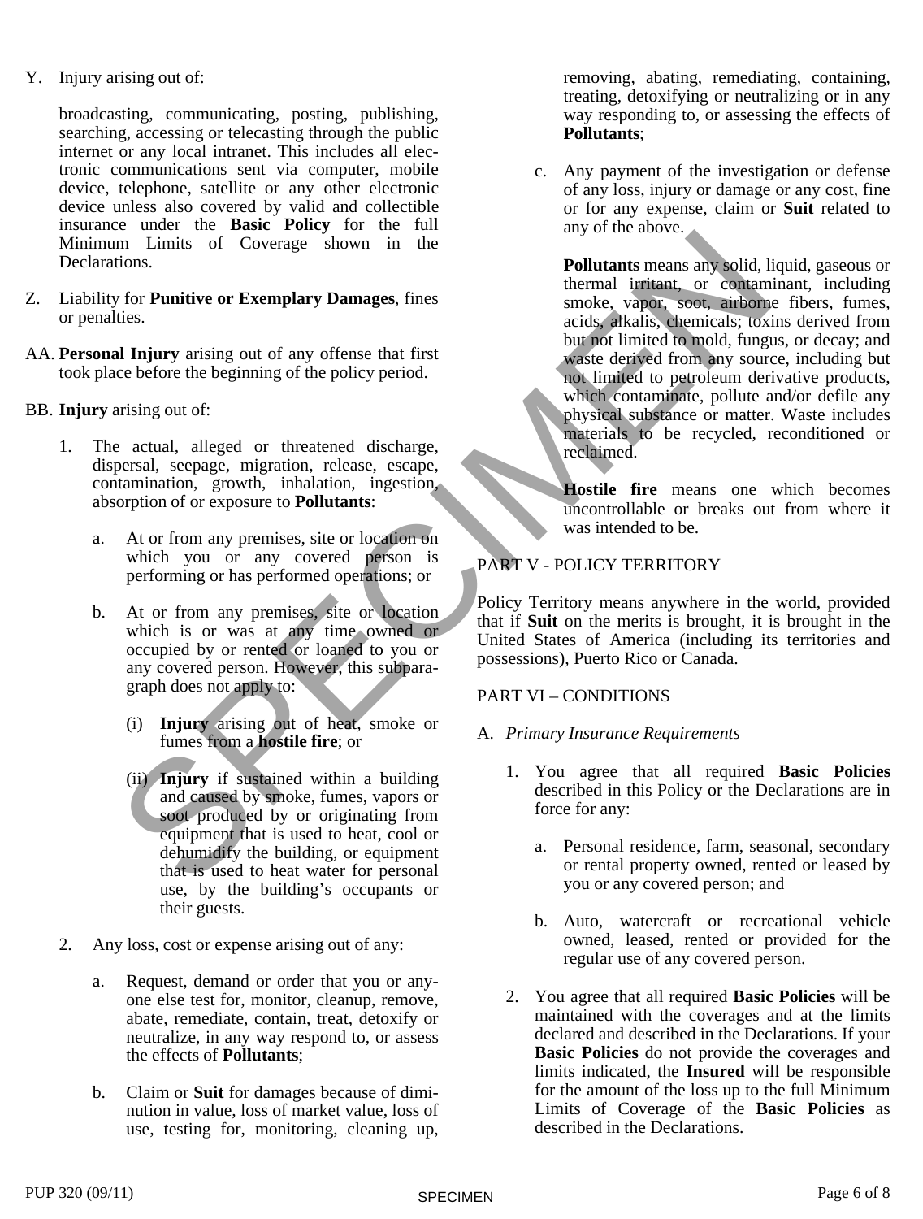Y. Injury arising out of:

broadcasting, communicating, posting, publishing, searching, accessing or telecasting through the public internet or any local intranet. This includes all electronic communications sent via computer, mobile device, telephone, satellite or any other electronic device unless also covered by valid and collectible insurance under the **Basic Policy** for the full Minimum Limits of Coverage shown in the Declarations.

Z. Liability for **Punitive or Exemplary Damages**, fines or penalties.

AA. **Personal Injury** arising out of any offense that first took place before the beginning of the policy period.

BB. **Injury** arising out of:

1. The actual, alleged or threatened discharge, dispersal, seepage, migration, release, escape, contamination, growth, inhalation, ingestion, absorption of or exposure to **Pollutants**:

   a. At or from any premises, site or location on which you or any covered person is performing or has performed operations; or

   b. At or from any premises, site or location which is or was at any time owned or occupied by or rented or loaned to you or any covered person. However, this subparagraph does not apply to:

      (i) **Injury** arising out of heat, smoke or fumes from a **hostile fire**; or

      (ii) **Injury** if sustained within a building and caused by smoke, fumes, vapors or soot produced by or originating from equipment that is used to heat, cool or dehumidify the building, or equipment that is used to heat water for personal use, by the building's occupants or their guests.

2. Any loss, cost or expense arising out of any:

   a. Request, demand or order that you or anyone else test for, monitor, cleanup, remove, abate, remediate, contain, treat, detoxify or neutralize, in any way respond to, or assess the effects of **Pollutants**;

   b. Claim or **Suit** for damages because of diminution in value, loss of market value, loss of use, testing for, monitoring, cleaning up, removing, abating, remediating, containing, treating, detoxifying or neutralizing or in any way responding to, or assessing the effects of **Pollutants**;

   c. Any payment of the investigation or defense of any loss, injury or damage or any cost, fine or for any expense, claim or **Suit** related to any of the above.

   **Pollutants** means any solid, liquid, gaseous or thermal irritant, or contaminant, including smoke, vapor, soot, airborne fibers, fumes, acids, alkalis, chemicals; toxins derived from but not limited to mold, fungus, or decay; and waste derived from any source, including but not limited to petroleum derivative products, which contaminate, pollute and/or defile any physical substance or matter. Waste includes materials to be recycled, reconditioned or reclaimed.

   **Hostile fire** means one which becomes uncontrollable or breaks out from where it was intended to be.

## PART V - POLICY TERRITORY

Policy Territory means anywhere in the world, provided that if **Suit** on the merits is brought, it is brought in the United States of America (including its territories and possessions), Puerto Rico or Canada.

## PART VI – CONDITIONS

A. *Primary Insurance Requirements*

1. You agree that all required **Basic Policies** described in this Policy or the Declarations are in force for any:

   a. Personal residence, farm, seasonal, secondary or rental property owned, rented or leased by you or any covered person; and

   b. Auto, watercraft or recreational vehicle owned, leased, rented or provided for the regular use of any covered person.

2. You agree that all required **Basic Policies** will be maintained with the coverages and at the limits declared and described in the Declarations. If your **Basic Policies** do not provide the coverages and limits indicated, the **Insured** will be responsible for the amount of the loss up to the full Minimum Limits of Coverage of the **Basic Policies** as described in the Declarations.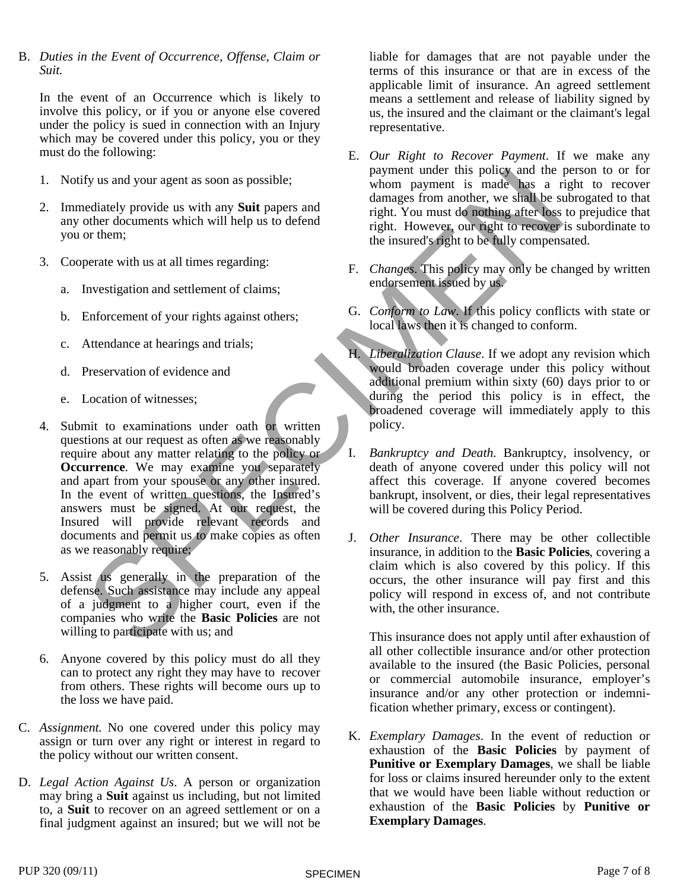B. *Duties in the Event of Occurrence, Offense, Claim or Suit.*

In the event of an Occurrence which is likely to involve this policy, or if you or anyone else covered under the policy is sued in connection with an Injury which may be covered under this policy, you or they must do the following:

1. Notify us and your agent as soon as possible;
2. Immediately provide us with any **Suit** papers and any other documents which will help us to defend you or them;
3. Cooperate with us at all times regarding:
   a. Investigation and settlement of claims;
   b. Enforcement of your rights against others;
   c. Attendance at hearings and trials;
   d. Preservation of evidence and
   e. Location of witnesses;
4. Submit to examinations under oath or written questions at our request as often as we reasonably require about any matter relating to the policy or **Occurrence**. We may examine you separately and apart from your spouse or any other insured. In the event of written questions, the Insured's answers must be signed. At our request, the Insured will provide relevant records and documents and permit us to make copies as often as we reasonably require;
5. Assist us generally in the preparation of the defense. Such assistance may include any appeal of a judgment to a higher court, even if the companies who write the **Basic Policies** are not willing to participate with us; and
6. Anyone covered by this policy must do all they can to protect any right they may have to recover from others. These rights will become ours up to the loss we have paid.

C. *Assignment.* No one covered under this policy may assign or turn over any right or interest in regard to the policy without our written consent.

D. *Legal Action Against Us*. A person or organization may bring a **Suit** against us including, but not limited to, a **Suit** to recover on an agreed settlement or on a final judgment against an insured; but we will not be liable for damages that are not payable under the terms of this insurance or that are in excess of the applicable limit of insurance. An agreed settlement means a settlement and release of liability signed by us, the insured and the claimant or the claimant's legal representative.

E. *Our Right to Recover Payment*. If we make any payment under this policy and the person to or for whom payment is made has a right to recover damages from another, we shall be subrogated to that right. You must do nothing after loss to prejudice that right. However, our right to recover is subordinate to the insured's right to be fully compensated.

F. *Changes*. This policy may only be changed by written endorsement issued by us.

G. *Conform to Law*. If this policy conflicts with state or local laws then it is changed to conform.

H. *Liberalization Clause*. If we adopt any revision which would broaden coverage under this policy without additional premium within sixty (60) days prior to or during the period this policy is in effect, the broadened coverage will immediately apply to this policy.

I. *Bankruptcy and Death*. Bankruptcy, insolvency, or death of anyone covered under this policy will not affect this coverage. If anyone covered becomes bankrupt, insolvent, or dies, their legal representatives will be covered during this Policy Period.

J. *Other Insurance*. There may be other collectible insurance, in addition to the **Basic Policies**, covering a claim which is also covered by this policy. If this occurs, the other insurance will pay first and this policy will respond in excess of, and not contribute with, the other insurance.

This insurance does not apply until after exhaustion of all other collectible insurance and/or other protection available to the insured (the Basic Policies, personal or commercial automobile insurance, employer's insurance and/or any other protection or indemnification whether primary, excess or contingent).

K. *Exemplary Damages*. In the event of reduction or exhaustion of the **Basic Policies** by payment of **Punitive or Exemplary Damages**, we shall be liable for loss or claims insured hereunder only to the extent that we would have been liable without reduction or exhaustion of the **Basic Policies** by **Punitive or Exemplary Damages**.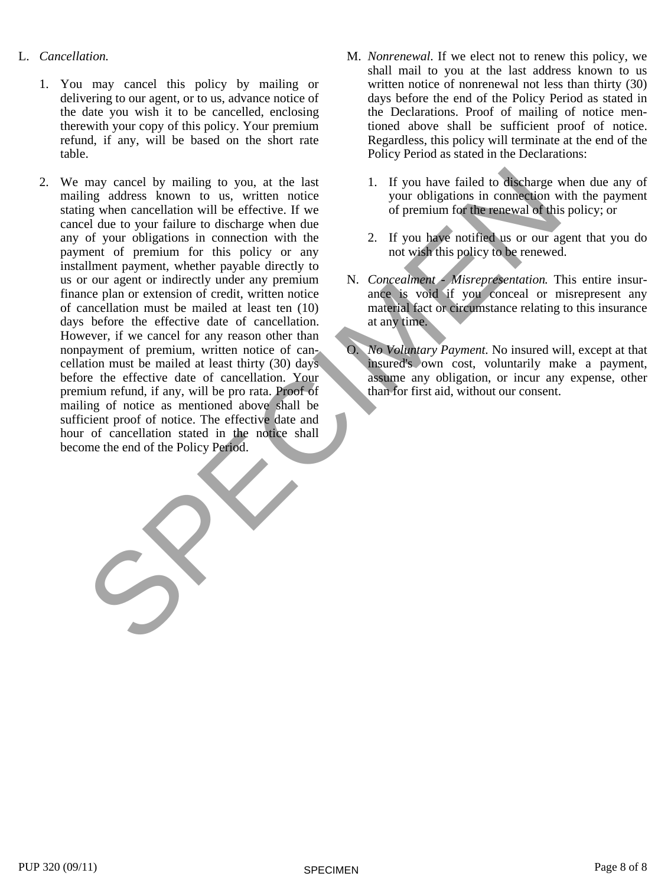L. *Cancellation.*

1. You may cancel this policy by mailing or delivering to our agent, or to us, advance notice of the date you wish it to be cancelled, enclosing therewith your copy of this policy. Your premium refund, if any, will be based on the short rate table.

2. We may cancel by mailing to you, at the last mailing address known to us, written notice stating when cancellation will be effective. If we cancel due to your failure to discharge when due any of your obligations in connection with the payment of premium for this policy or any installment payment, whether payable directly to us or our agent or indirectly under any premium finance plan or extension of credit, written notice of cancellation must be mailed at least ten (10) days before the effective date of cancellation. However, if we cancel for any reason other than nonpayment of premium, written notice of cancellation must be mailed at least thirty (30) days before the effective date of cancellation. Your premium refund, if any, will be pro rata. Proof of mailing of notice as mentioned above shall be sufficient proof of notice. The effective date and hour of cancellation stated in the notice shall become the end of the Policy Period.

M. *Nonrenewal.* If we elect not to renew this policy, we shall mail to you at the last address known to us written notice of nonrenewal not less than thirty (30) days before the end of the Policy Period as stated in the Declarations. Proof of mailing of notice mentioned above shall be sufficient proof of notice. Regardless, this policy will terminate at the end of the Policy Period as stated in the Declarations:

1. If you have failed to discharge when due any of your obligations in connection with the payment of premium for the renewal of this policy; or

2. If you have notified us or our agent that you do not wish this policy to be renewed.

N. *Concealment - Misrepresentation.* This entire insurance is void if you conceal or misrepresent any material fact or circumstance relating to this insurance at any time.

O. *No Voluntary Payment.* No insured will, except at that insured's own cost, voluntarily make a payment, assume any obligation, or incur any expense, other than for first aid, without our consent.

PUP 320 (09/11)